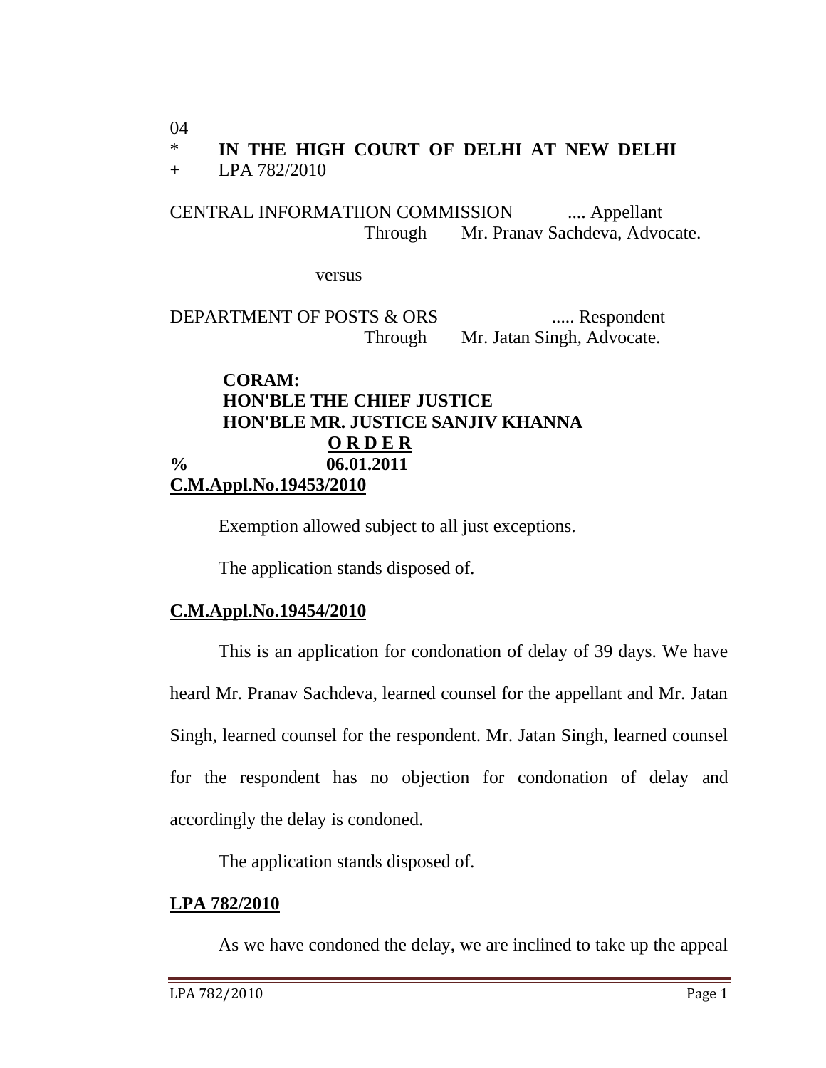04

\* **IN THE HIGH COURT OF DELHI AT NEW DELHI**

\+ LPA 782/2010

CENTRAL INFORMATIION COMMISSION .... Appellant
Through Mr. Pranav Sachdeva, Advocate.

versus

DEPARTMENT OF POSTS & ORS ..... Respondent
Through Mr. Jatan Singh, Advocate.

**CORAM:**
**HON'BLE THE CHIEF JUSTICE**
**HON'BLE MR. JUSTICE SANJIV KHANNA**

**O R D E R**

**% 06.01.2011**

**C.M.Appl.No.19453/2010**

Exemption allowed subject to all just exceptions.

The application stands disposed of.

**C.M.Appl.No.19454/2010**

This is an application for condonation of delay of 39 days. We have heard Mr. Pranav Sachdeva, learned counsel for the appellant and Mr. Jatan Singh, learned counsel for the respondent. Mr. Jatan Singh, learned counsel for the respondent has no objection for condonation of delay and accordingly the delay is condoned.

The application stands disposed of.

**LPA 782/2010**

As we have condoned the delay, we are inclined to take up the appeal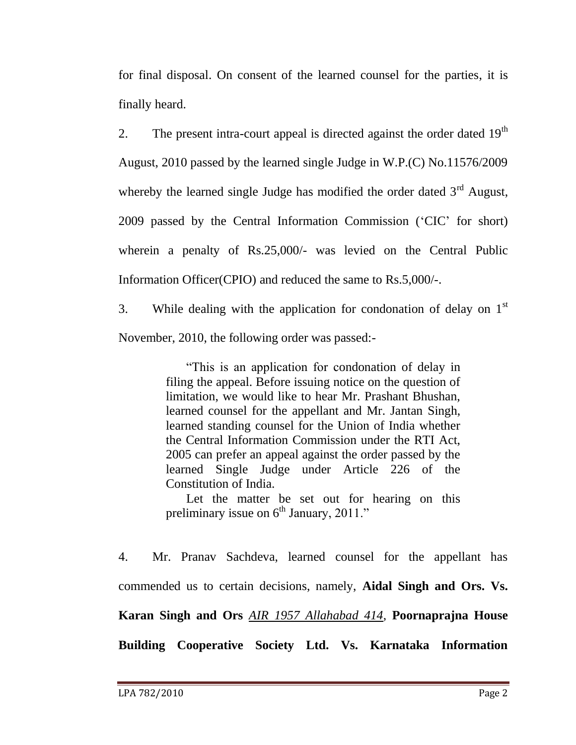for final disposal. On consent of the learned counsel for the parties, it is finally heard.

2. The present intra-court appeal is directed against the order dated 19th August, 2010 passed by the learned single Judge in W.P.(C) No.11576/2009 whereby the learned single Judge has modified the order dated 3rd August, 2009 passed by the Central Information Commission ('CIC' for short) wherein a penalty of Rs.25,000/- was levied on the Central Public Information Officer(CPIO) and reduced the same to Rs.5,000/-.

3. While dealing with the application for condonation of delay on 1st November, 2010, the following order was passed:-

> "This is an application for condonation of delay in filing the appeal. Before issuing notice on the question of limitation, we would like to hear Mr. Prashant Bhushan, learned counsel for the appellant and Mr. Jantan Singh, learned standing counsel for the Union of India whether the Central Information Commission under the RTI Act, 2005 can prefer an appeal against the order passed by the learned Single Judge under Article 226 of the Constitution of India.
>
> Let the matter be set out for hearing on this preliminary issue on 6th January, 2011."

4. Mr. Pranav Sachdeva, learned counsel for the appellant has commended us to certain decisions, namely, **Aidal Singh and Ors. Vs. Karan Singh and Ors** *AIR 1957 Allahabad 414*, **Poornaprajna House Building Cooperative Society Ltd. Vs. Karnataka Information**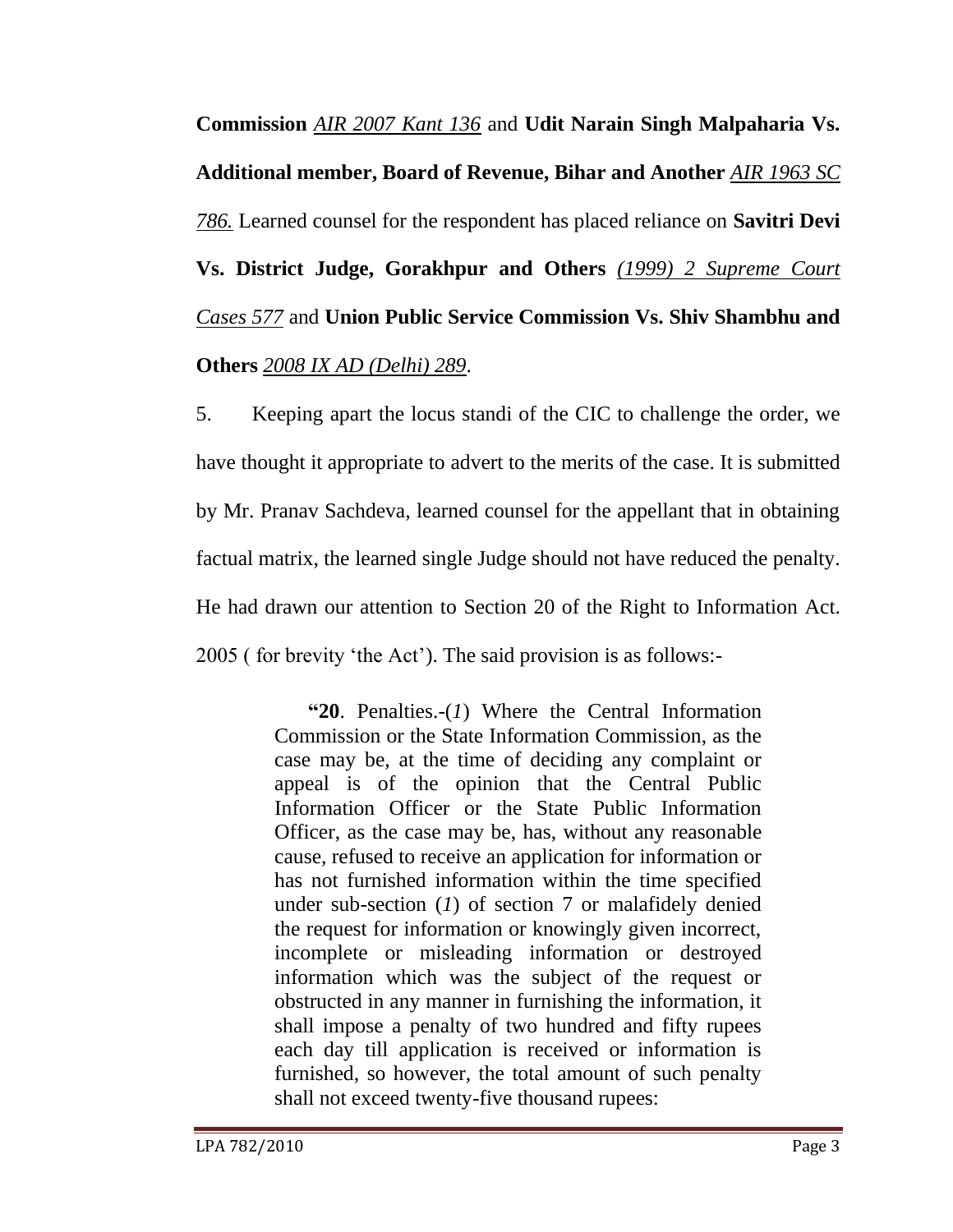**Commission** *AIR 2007 Kant 136* and **Udit Narain Singh Malpaharia Vs. Additional member, Board of Revenue, Bihar and Another** *AIR 1963 SC 786.* Learned counsel for the respondent has placed reliance on **Savitri Devi Vs. District Judge, Gorakhpur and Others** *(1999) 2 Supreme Court Cases 577* and **Union Public Service Commission Vs. Shiv Shambhu and Others** *2008 IX AD (Delhi) 289*.

5. Keeping apart the locus standi of the CIC to challenge the order, we have thought it appropriate to advert to the merits of the case. It is submitted by Mr. Pranav Sachdeva, learned counsel for the appellant that in obtaining factual matrix, the learned single Judge should not have reduced the penalty. He had drawn our attention to Section 20 of the Right to Information Act. 2005 ( for brevity 'the Act'). The said provision is as follows:-

> **"20**. Penalties.-(*1*) Where the Central Information Commission or the State Information Commission, as the case may be, at the time of deciding any complaint or appeal is of the opinion that the Central Public Information Officer or the State Public Information Officer, as the case may be, has, without any reasonable cause, refused to receive an application for information or has not furnished information within the time specified under sub-section (*1*) of section 7 or malafidely denied the request for information or knowingly given incorrect, incomplete or misleading information or destroyed information which was the subject of the request or obstructed in any manner in furnishing the information, it shall impose a penalty of two hundred and fifty rupees each day till application is received or information is furnished, so however, the total amount of such penalty shall not exceed twenty-five thousand rupees: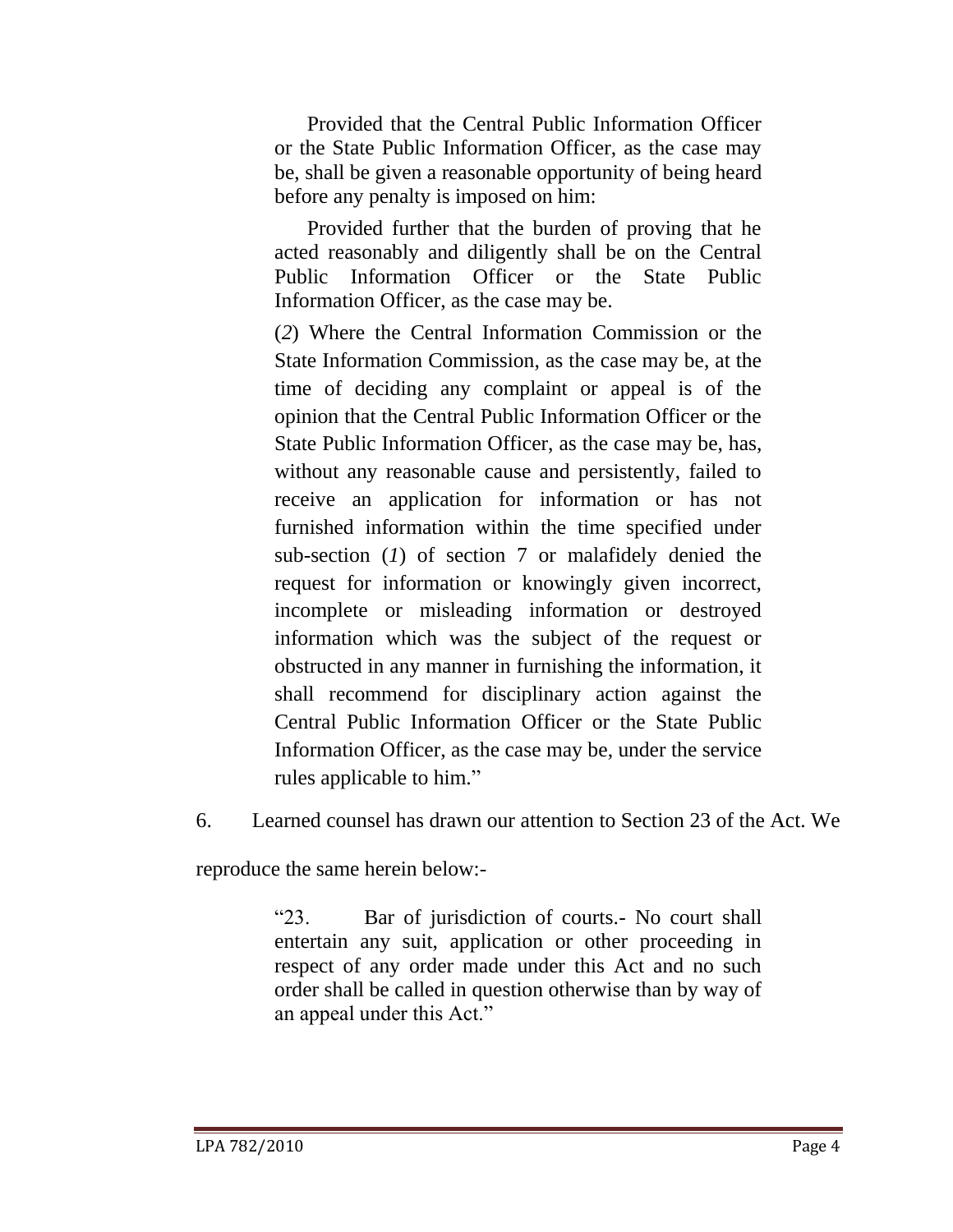> Provided that the Central Public Information Officer or the State Public Information Officer, as the case may be, shall be given a reasonable opportunity of being heard before any penalty is imposed on him:
>
> Provided further that the burden of proving that he acted reasonably and diligently shall be on the Central Public Information Officer or the State Public Information Officer, as the case may be.
>
> (*2*) Where the Central Information Commission or the State Information Commission, as the case may be, at the time of deciding any complaint or appeal is of the opinion that the Central Public Information Officer or the State Public Information Officer, as the case may be, has, without any reasonable cause and persistently, failed to receive an application for information or has not furnished information within the time specified under sub-section (*1*) of section 7 or malafidely denied the request for information or knowingly given incorrect, incomplete or misleading information or destroyed information which was the subject of the request or obstructed in any manner in furnishing the information, it shall recommend for disciplinary action against the Central Public Information Officer or the State Public Information Officer, as the case may be, under the service rules applicable to him."

6. Learned counsel has drawn our attention to Section 23 of the Act. We reproduce the same herein below:-

> "23. Bar of jurisdiction of courts.- No court shall entertain any suit, application or other proceeding in respect of any order made under this Act and no such order shall be called in question otherwise than by way of an appeal under this Act."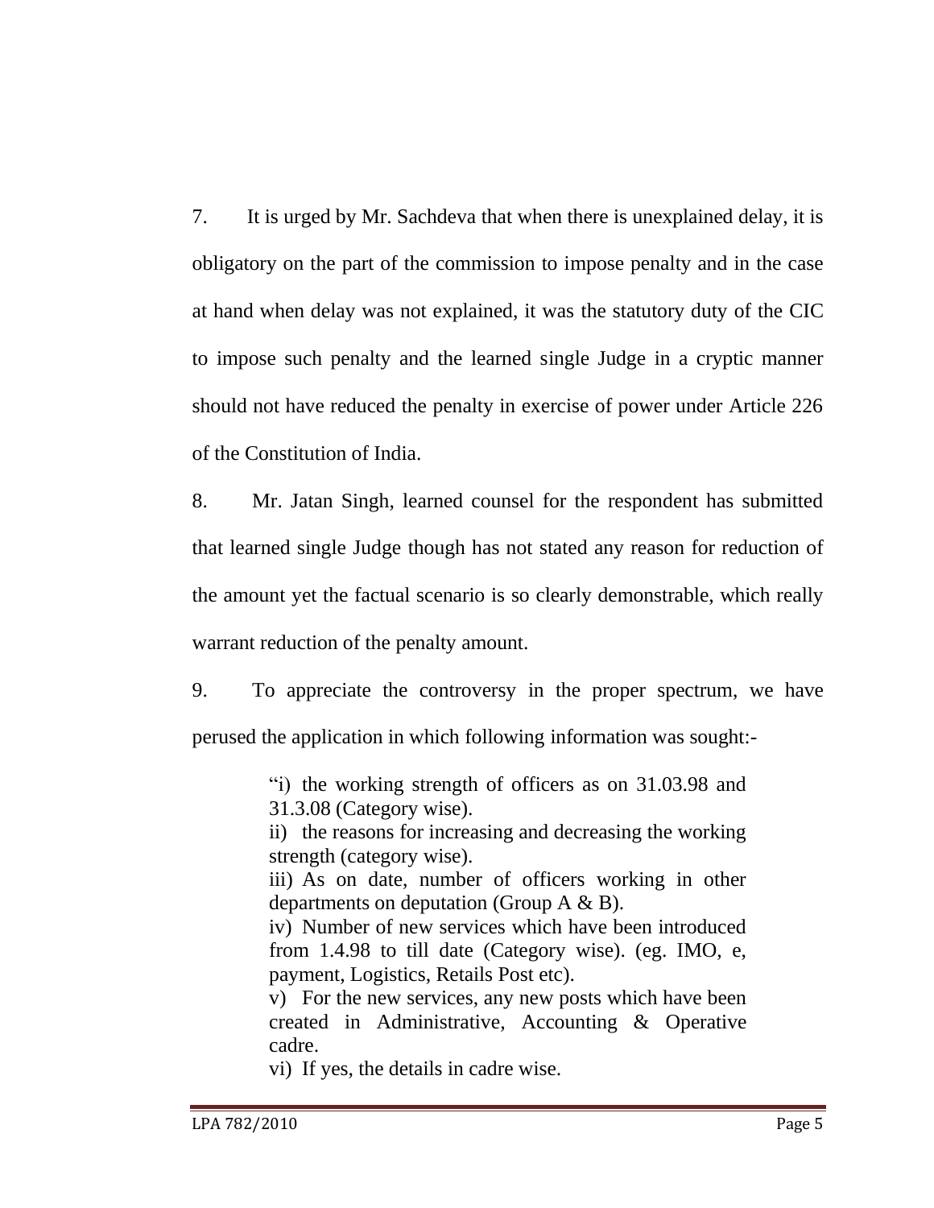7. It is urged by Mr. Sachdeva that when there is unexplained delay, it is obligatory on the part of the commission to impose penalty and in the case at hand when delay was not explained, it was the statutory duty of the CIC to impose such penalty and the learned single Judge in a cryptic manner should not have reduced the penalty in exercise of power under Article 226 of the Constitution of India.

8. Mr. Jatan Singh, learned counsel for the respondent has submitted that learned single Judge though has not stated any reason for reduction of the amount yet the factual scenario is so clearly demonstrable, which really warrant reduction of the penalty amount.

9. To appreciate the controversy in the proper spectrum, we have perused the application in which following information was sought:-

> "i) the working strength of officers as on 31.03.98 and 31.3.08 (Category wise).
> ii) the reasons for increasing and decreasing the working strength (category wise).
> iii) As on date, number of officers working in other departments on deputation (Group A & B).
> iv) Number of new services which have been introduced from 1.4.98 to till date (Category wise). (eg. IMO, e, payment, Logistics, Retails Post etc).
> v) For the new services, any new posts which have been created in Administrative, Accounting & Operative cadre.
> vi) If yes, the details in cadre wise.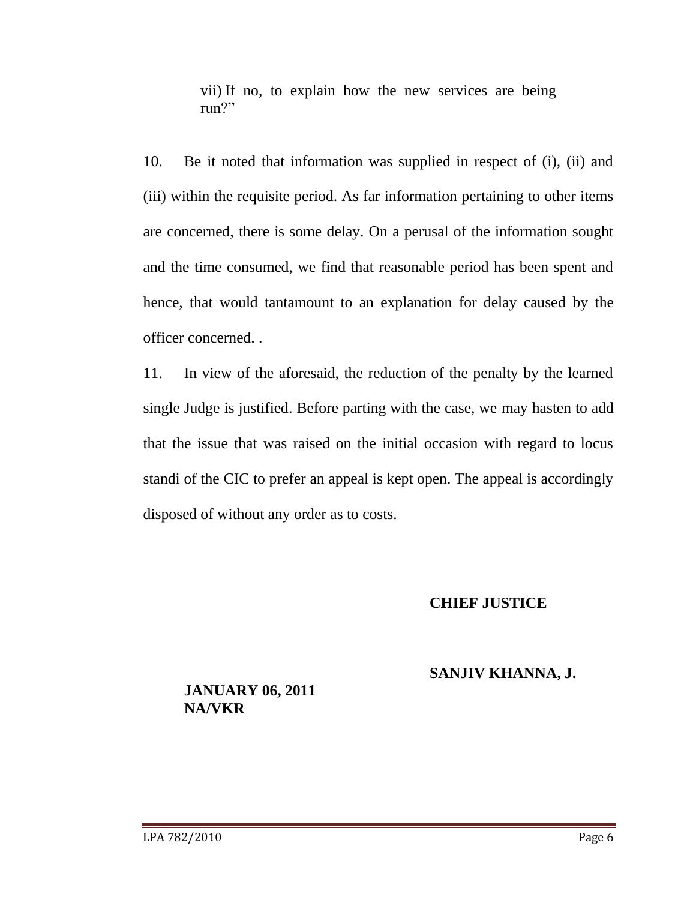vii) If no, to explain how the new services are being run?"

10. Be it noted that information was supplied in respect of (i), (ii) and (iii) within the requisite period. As far information pertaining to other items are concerned, there is some delay. On a perusal of the information sought and the time consumed, we find that reasonable period has been spent and hence, that would tantamount to an explanation for delay caused by the officer concerned. .

11. In view of the aforesaid, the reduction of the penalty by the learned single Judge is justified. Before parting with the case, we may hasten to add that the issue that was raised on the initial occasion with regard to locus standi of the CIC to prefer an appeal is kept open. The appeal is accordingly disposed of without any order as to costs.

**CHIEF JUSTICE**

**SANJIV KHANNA, J.**

**JANUARY 06, 2011**
**NA/VKR**